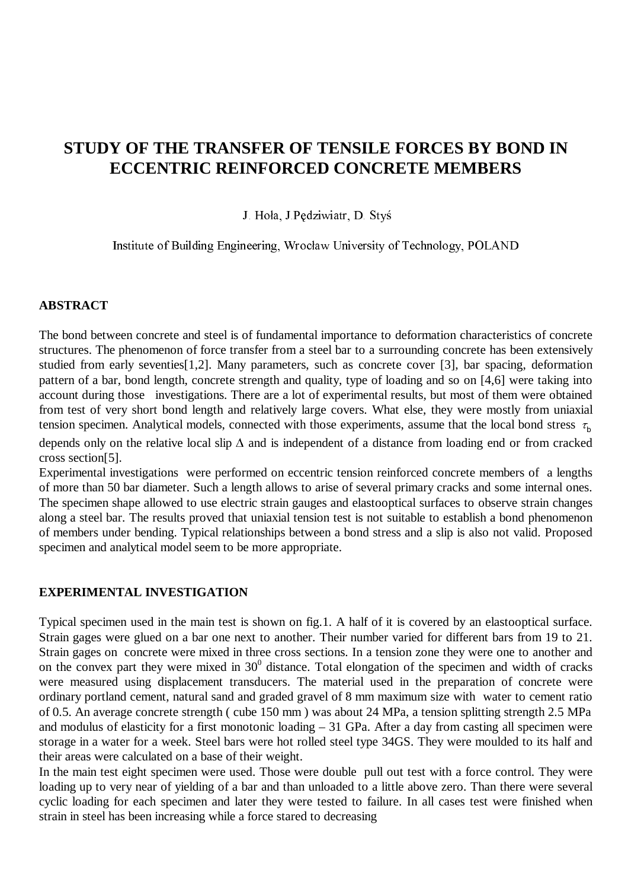# STUDY OF THE TRANSFER OF TENSILE FORCES BY BOND IN ECCENTRIC REINFORCED CONCRETE MEMBERS

J. Hoła, J.Pędziwiatr, D. Styś

Institute of Building Engineering, Wrocław University of Technology, POLAND

## ABSTRACT

The bond between concrete and steel is of fundamental importance to deformation characteristics of concrete structures. The phenomenon of force transfer from a steel bar to a surrounding concrete has been extensively studied from early seventies[1,2]. Many parameters, such as concrete cover [3], bar spacing, deformation pattern of a bar, bond length, concrete strength and quality, type of loading and so on [4,6] were taking into account during those investigations. There are a lot of experimental results, but most of them were obtained from test of very short bond length and relatively large covers. What else, they were mostly from uniaxial tension specimen. Analytical models, connected with those experiments, assume that the local bond stress $\tau_b$ depends only on the relative local slip $\Delta$ and is independent of a distance from loading end or from cracked cross section[5].

Experimental investigations were performed on eccentric tension reinforced concrete members of a lengths of more than 50 bar diameter. Such a length allows to arise of several primary cracks and some internal ones. The specimen shape allowed to use electric strain gauges and elastooptical surfaces to observe strain changes along a steel bar. The results proved that uniaxial tension test is not suitable to establish a bond phenomenon of members under bending. Typical relationships between a bond stress and a slip is also not valid. Proposed specimen and analytical model seem to be more appropriate.

## EXPERIMENTAL INVESTIGATION

Typical specimen used in the main test is shown on fig.1. A half of it is covered by an elastooptical surface. Strain gages were glued on a bar one next to another. Their number varied for different bars from 19 to 21. Strain gages on concrete were mixed in three cross sections. In a tension zone they were one to another and on the convex part they were mixed in $30^0$ distance. Total elongation of the specimen and width of cracks were measured using displacement transducers. The material used in the preparation of concrete were ordinary portland cement, natural sand and graded gravel of 8 mm maximum size with water to cement ratio of 0.5. An average concrete strength ( cube 150 mm ) was about 24 MPa, a tension splitting strength 2.5 MPa and modulus of elasticity for a first monotonic loading – 31 GPa. After a day from casting all specimen were storage in a water for a week. Steel bars were hot rolled steel type 34GS. They were moulded to its half and their areas were calculated on a base of their weight.

In the main test eight specimen were used. Those were double pull out test with a force control. They were loading up to very near of yielding of a bar and than unloaded to a little above zero. Than there were several cyclic loading for each specimen and later they were tested to failure. In all cases test were finished when strain in steel has been increasing while a force stared to decreasing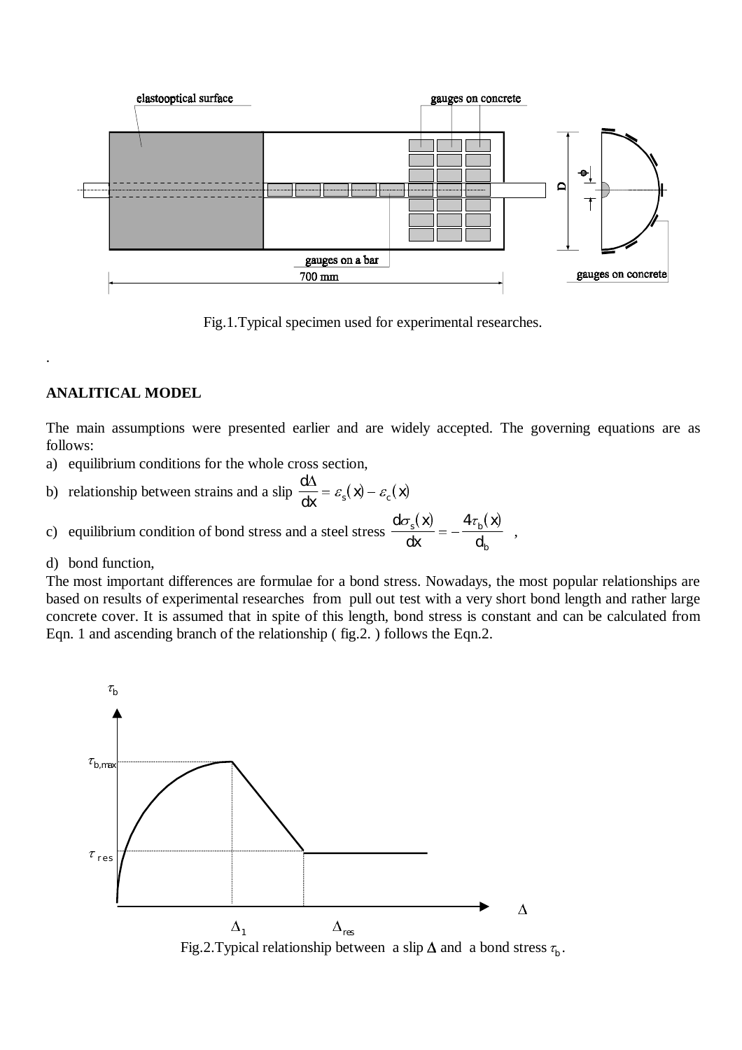Fig.1.Typical specimen used for experimental researches.

.

## ANALITICAL MODEL

The main assumptions were presented earlier and are widely accepted. The governing equations are as follows:

a) equilibrium conditions for the whole cross section,

b) relationship between strains and a slip $\frac{d\Delta}{dx} = \varepsilon_s(x) - \varepsilon_c(x)$

c) equilibrium condition of bond stress and a steel stress $\frac{d\sigma_s(x)}{dx} = -\frac{4\tau_b(x)}{d_b}$ ,

d) bond function,

The most important differences are formulae for a bond stress. Nowadays, the most popular relationships are based on results of experimental researches from pull out test with a very short bond length and rather large concrete cover. It is assumed that in spite of this length, bond stress is constant and can be calculated from Eqn. 1 and ascending branch of the relationship ( fig.2. ) follows the Eqn.2.

Fig.2.Typical relationship between a slip $\Delta$ and a bond stress $\tau_b$.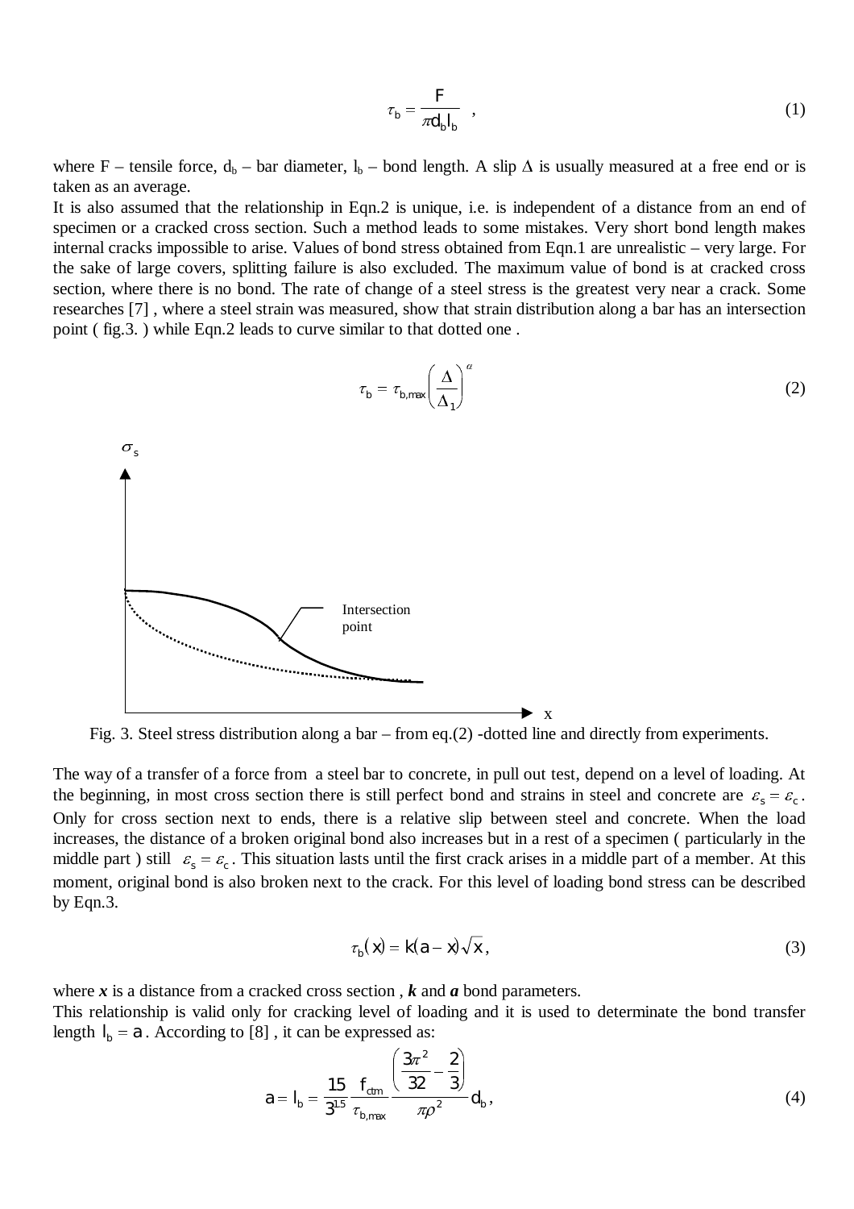$$\tau_b = \frac{F}{\pi d_b l_b} \quad , \tag{1}$$

where F – tensile force, $d_b$ – bar diameter, $l_b$ – bond length. A slip $\Delta$ is usually measured at a free end or is taken as an average.

It is also assumed that the relationship in Eqn.2 is unique, i.e. is independent of a distance from an end of specimen or a cracked cross section. Such a method leads to some mistakes. Very short bond length makes internal cracks impossible to arise. Values of bond stress obtained from Eqn.1 are unrealistic – very large. For the sake of large covers, splitting failure is also excluded. The maximum value of bond is at cracked cross section, where there is no bond. The rate of change of a steel stress is the greatest very near a crack. Some researches [7] , where a steel strain was measured, show that strain distribution along a bar has an intersection point ( fig.3. ) while Eqn.2 leads to curve similar to that dotted one .

$$\tau_b = \tau_{b,max}\left(\frac{\Delta}{\Delta_1}\right)^{\alpha} \tag{2}$$

Fig. 3. Steel stress distribution along a bar – from eq.(2) -dotted line and directly from experiments.

The way of a transfer of a force from a steel bar to concrete, in pull out test, depend on a level of loading. At the beginning, in most cross section there is still perfect bond and strains in steel and concrete are $\varepsilon_s = \varepsilon_c$. Only for cross section next to ends, there is a relative slip between steel and concrete. When the load increases, the distance of a broken original bond also increases but in a rest of a specimen ( particularly in the middle part ) still $\varepsilon_s = \varepsilon_c$. This situation lasts until the first crack arises in a middle part of a member. At this moment, original bond is also broken next to the crack. For this level of loading bond stress can be described by Eqn.3.

$$\tau_b(x) = k(a - x)\sqrt{x}, \tag{3}$$

where ***x*** is a distance from a cracked cross section , ***k*** and ***a*** bond parameters.

This relationship is valid only for cracking level of loading and it is used to determinate the bond transfer length $l_b = a$. According to [8] , it can be expressed as:

$$a = l_b = \frac{15}{3^{1.5}} \frac{f_{ctm}}{\tau_{b,max}} \frac{\left(\frac{3\pi^2}{32} - \frac{2}{3}\right)}{\pi\rho^2} d_b, \tag{4}$$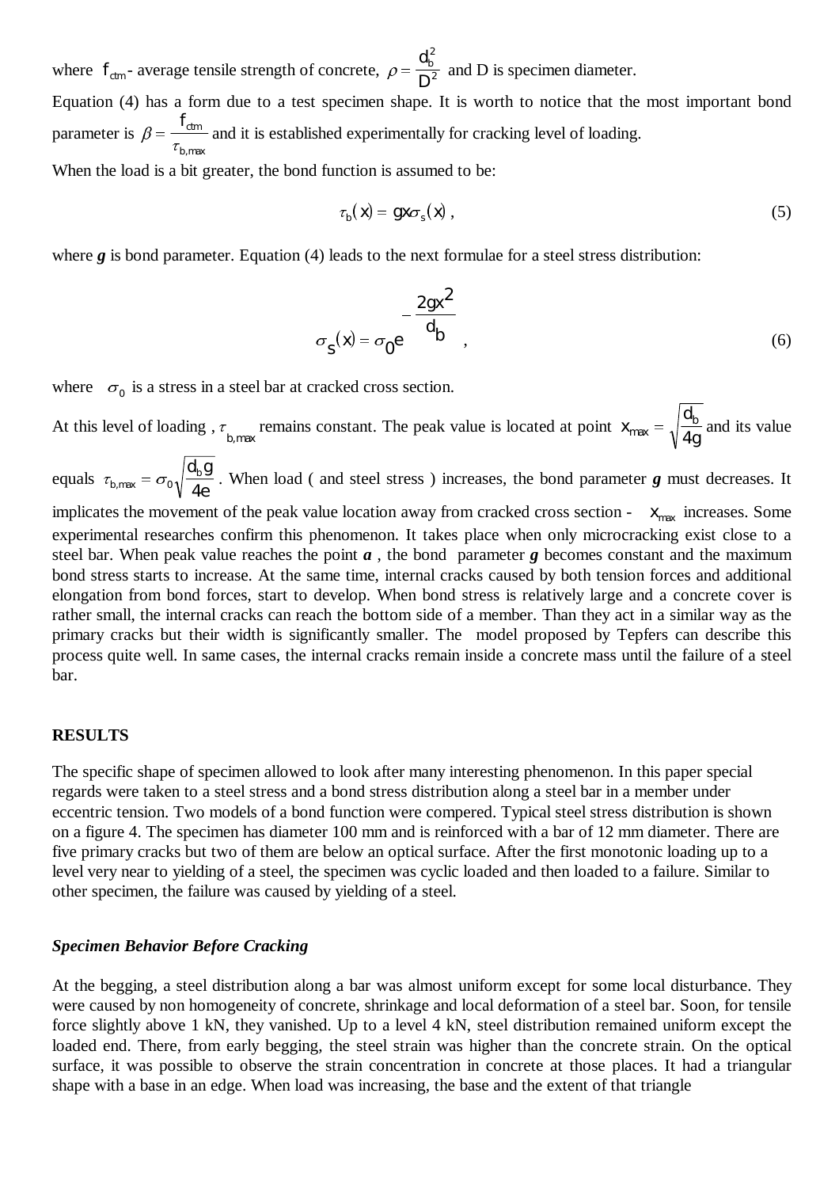where $f_{ctm}$ - average tensile strength of concrete, $\rho = \frac{d_b^2}{D^2}$ and D is specimen diameter.

Equation (4) has a form due to a test specimen shape. It is worth to notice that the most important bond parameter is $\beta = \frac{f_{ctm}}{\tau_{b,max}}$ and it is established experimentally for cracking level of loading.

When the load is a bit greater, the bond function is assumed to be:

$$\tau_b(x) = gx\sigma_s(x)\ , \tag{5}$$

where ***g*** is bond parameter. Equation (4) leads to the next formulae for a steel stress distribution:

$$\sigma_s(x) = \sigma_0 e^{-\frac{2gx^2}{d_b}}\ , \tag{6}$$

where $\sigma_0$ is a stress in a steel bar at cracked cross section.

At this level of loading , $\tau_{b,max}$ remains constant. The peak value is located at point $x_{max} = \sqrt{\frac{d_b}{4g}}$ and its value equals $\tau_{b,max} = \sigma_0\sqrt{\frac{d_b g}{4e}}$. When load ( and steel stress ) increases, the bond parameter ***g*** must decreases. It implicates the movement of the peak value location away from cracked cross section - $x_{max}$ increases. Some experimental researches confirm this phenomenon. It takes place when only microcracking exist close to a steel bar. When peak value reaches the point ***a*** , the bond parameter ***g*** becomes constant and the maximum bond stress starts to increase. At the same time, internal cracks caused by both tension forces and additional elongation from bond forces, start to develop. When bond stress is relatively large and a concrete cover is rather small, the internal cracks can reach the bottom side of a member. Than they act in a similar way as the primary cracks but their width is significantly smaller. The model proposed by Tepfers can describe this process quite well. In same cases, the internal cracks remain inside a concrete mass until the failure of a steel bar.

## RESULTS

The specific shape of specimen allowed to look after many interesting phenomenon. In this paper special regards were taken to a steel stress and a bond stress distribution along a steel bar in a member under eccentric tension. Two models of a bond function were compered. Typical steel stress distribution is shown on a figure 4. The specimen has diameter 100 mm and is reinforced with a bar of 12 mm diameter. There are five primary cracks but two of them are below an optical surface. After the first monotonic loading up to a level very near to yielding of a steel, the specimen was cyclic loaded and then loaded to a failure. Similar to other specimen, the failure was caused by yielding of a steel.

### *Specimen Behavior Before Cracking*

At the begging, a steel distribution along a bar was almost uniform except for some local disturbance. They were caused by non homogeneity of concrete, shrinkage and local deformation of a steel bar. Soon, for tensile force slightly above 1 kN, they vanished. Up to a level 4 kN, steel distribution remained uniform except the loaded end. There, from early begging, the steel strain was higher than the concrete strain. On the optical surface, it was possible to observe the strain concentration in concrete at those places. It had a triangular shape with a base in an edge. When load was increasing, the base and the extent of that triangle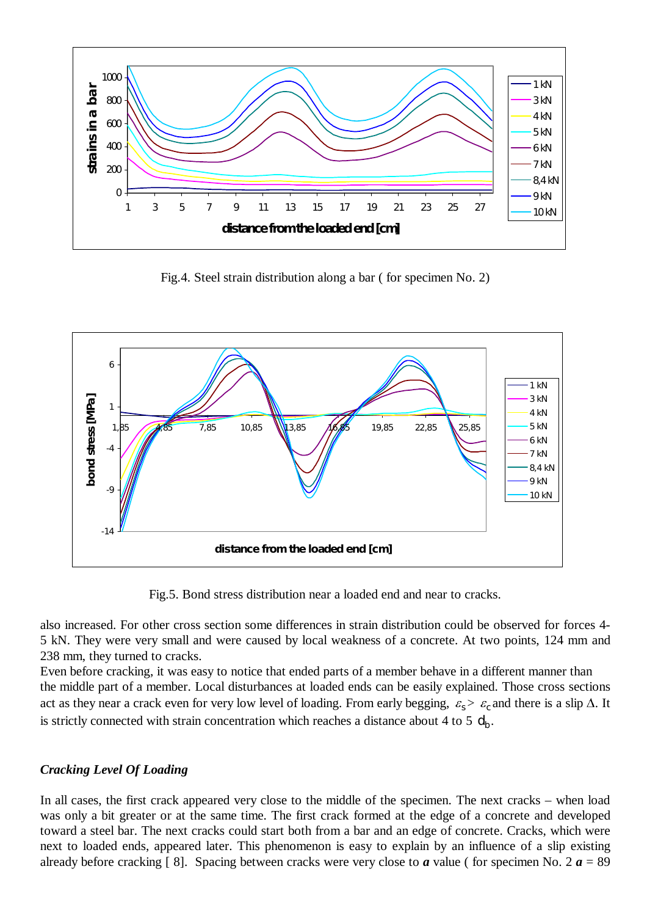Fig.4. Steel strain distribution along a bar ( for specimen No. 2)

Fig.5. Bond stress distribution near a loaded end and near to cracks.

also increased. For other cross section some differences in strain distribution could be observed for forces 4-5 kN. They were very small and were caused by local weakness of a concrete. At two points, 124 mm and 238 mm, they turned to cracks.

Even before cracking, it was easy to notice that ended parts of a member behave in a different manner than the middle part of a member. Local disturbances at loaded ends can be easily explained. Those cross sections act as they near a crack even for very low level of loading. From early begging, $\varepsilon_s > \varepsilon_c$ and there is a slip $\Delta$. It is strictly connected with strain concentration which reaches a distance about 4 to 5 $d_b$.

### *Cracking Level Of Loading*

In all cases, the first crack appeared very close to the middle of the specimen. The next cracks – when load was only a bit greater or at the same time. The first crack formed at the edge of a concrete and developed toward a steel bar. The next cracks could start both from a bar and an edge of concrete. Cracks, which were next to loaded ends, appeared later. This phenomenon is easy to explain by an influence of a slip existing already before cracking [ 8]. Spacing between cracks were very close to $\boldsymbol{a}$ value ( for specimen No. 2 $\boldsymbol{a}$ = 89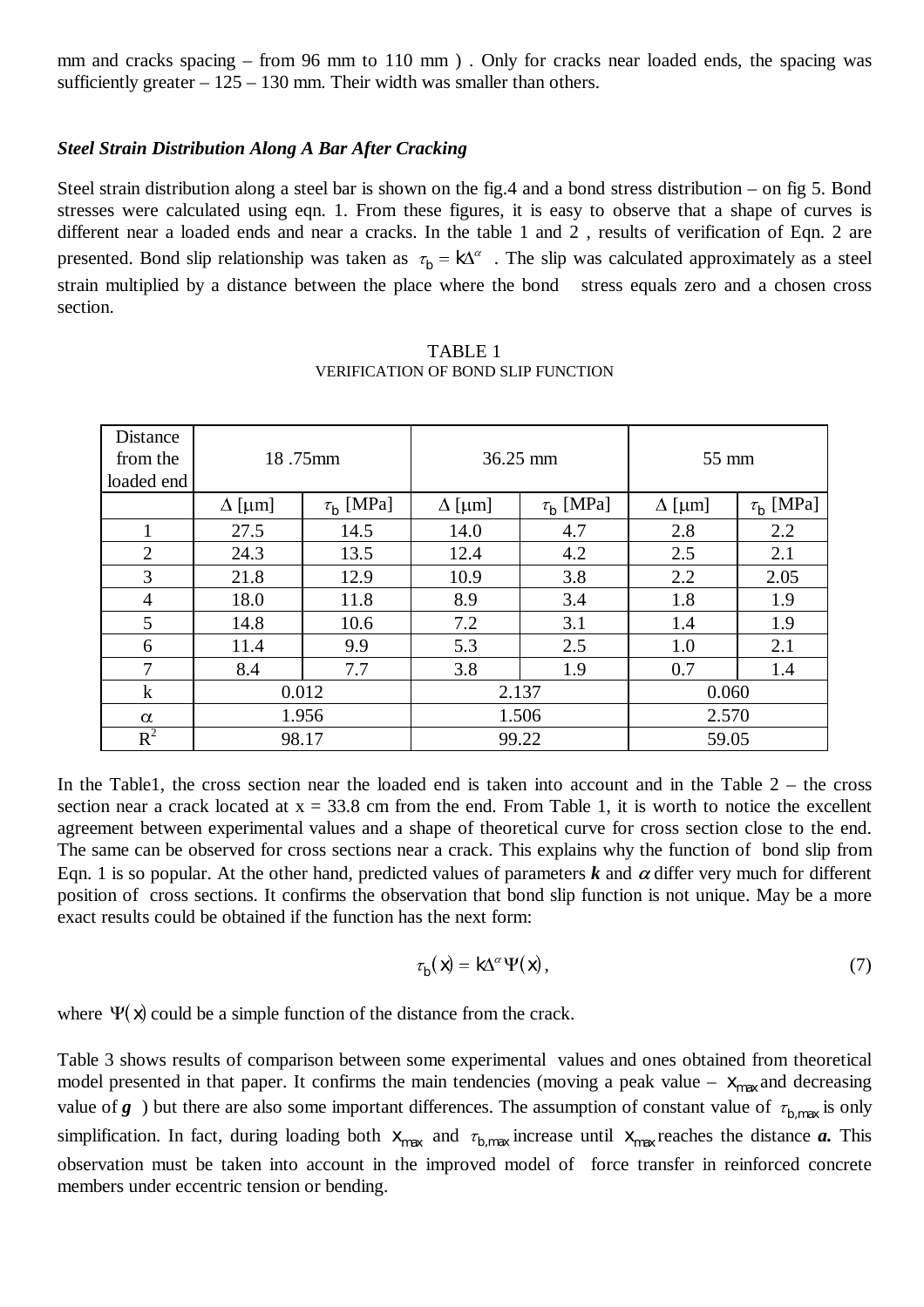mm and cracks spacing – from 96 mm to 110 mm ) . Only for cracks near loaded ends, the spacing was sufficiently greater – 125 – 130 mm. Their width was smaller than others.

### *Steel Strain Distribution Along A Bar After Cracking*

Steel strain distribution along a steel bar is shown on the fig.4 and a bond stress distribution – on fig 5. Bond stresses were calculated using eqn. 1. From these figures, it is easy to observe that a shape of curves is different near a loaded ends and near a cracks. In the table 1 and 2 , results of verification of Eqn. 2 are presented. Bond slip relationship was taken as $\tau_b = k\Delta^{\alpha}$ . The slip was calculated approximately as a steel strain multiplied by a distance between the place where the bond stress equals zero and a chosen cross section.

TABLE 1
VERIFICATION OF BOND SLIP FUNCTION

| Distance from the loaded end | 18 .75mm | | 36.25 mm | | 55 mm | |
|---|---|---|---|---|---|---|
| | $\Delta$ [μm] | $\tau_b$ [MPa] | $\Delta$ [μm] | $\tau_b$ [MPa] | $\Delta$ [μm] | $\tau_b$ [MPa] |
| 1 | 27.5 | 14.5 | 14.0 | 4.7 | 2.8 | 2.2 |
| 2 | 24.3 | 13.5 | 12.4 | 4.2 | 2.5 | 2.1 |
| 3 | 21.8 | 12.9 | 10.9 | 3.8 | 2.2 | 2.05 |
| 4 | 18.0 | 11.8 | 8.9 | 3.4 | 1.8 | 1.9 |
| 5 | 14.8 | 10.6 | 7.2 | 3.1 | 1.4 | 1.9 |
| 6 | 11.4 | 9.9 | 5.3 | 2.5 | 1.0 | 2.1 |
| 7 | 8.4 | 7.7 | 3.8 | 1.9 | 0.7 | 1.4 |
| k | 0.012 | | 2.137 | | 0.060 | |
| $\alpha$ | 1.956 | | 1.506 | | 2.570 | |
| $R^2$ | 98.17 | | 99.22 | | 59.05 | |

In the Table1, the cross section near the loaded end is taken into account and in the Table 2 – the cross section near a crack located at x = 33.8 cm from the end. From Table 1, it is worth to notice the excellent agreement between experimental values and a shape of theoretical curve for cross section close to the end. The same can be observed for cross sections near a crack. This explains why the function of bond slip from Eqn. 1 is so popular. At the other hand, predicted values of parameters ***k*** and $\alpha$ differ very much for different position of cross sections. It confirms the observation that bond slip function is not unique. May be a more exact results could be obtained if the function has the next form:

$$\tau_b(x) = k\Delta^{\alpha}\Psi(x), \tag{7}$$

where $\Psi(x)$ could be a simple function of the distance from the crack.

Table 3 shows results of comparison between some experimental values and ones obtained from theoretical model presented in that paper. It confirms the main tendencies (moving a peak value – $x_{max}$ and decreasing value of ***g*** ) but there are also some important differences. The assumption of constant value of $\tau_{b,max}$ is only simplification. In fact, during loading both $x_{max}$ and $\tau_{b,max}$ increase until $x_{max}$ reaches the distance ***a.*** This observation must be taken into account in the improved model of force transfer in reinforced concrete members under eccentric tension or bending.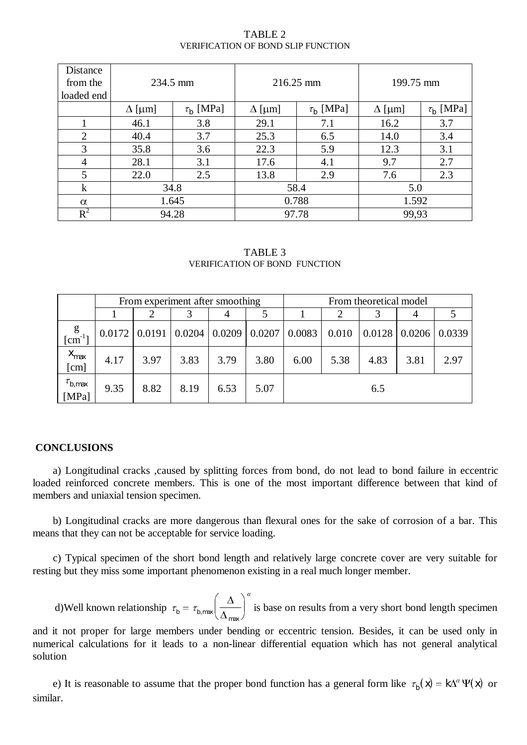TABLE 2
VERIFICATION OF BOND SLIP FUNCTION

| Distance from the loaded end | 234.5 mm | | 216.25 mm | | 199.75 mm | |
|---|---|---|---|---|---|---|
| | $\Delta$ [$\mu$m] | $\tau_b$ [MPa] | $\Delta$ [$\mu$m] | $\tau_b$ [MPa] | $\Delta$ [$\mu$m] | $\tau_b$ [MPa] |
| 1 | 46.1 | 3.8 | 29.1 | 7.1 | 16.2 | 3.7 |
| 2 | 40.4 | 3.7 | 25.3 | 6.5 | 14.0 | 3.4 |
| 3 | 35.8 | 3.6 | 22.3 | 5.9 | 12.3 | 3.1 |
| 4 | 28.1 | 3.1 | 17.6 | 4.1 | 9.7 | 2.7 |
| 5 | 22.0 | 2.5 | 13.8 | 2.9 | 7.6 | 2.3 |
| k | 34.8 | | 58.4 | | 5.0 | |
| $\alpha$ | 1.645 | | 0.788 | | 1.592 | |
| $R^2$ | 94.28 | | 97.78 | | 99,93 | |

TABLE 3
VERIFICATION OF BOND FUNCTION

| | From experiment after smoothing | | | | | From theoretical model | | | | |
|---|---|---|---|---|---|---|---|---|---|---|
| | 1 | 2 | 3 | 4 | 5 | 1 | 2 | 3 | 4 | 5 |
| g [$cm^{-1}$] | 0.0172 | 0.0191 | 0.0204 | 0.0209 | 0.0207 | 0.0083 | 0.010 | 0.0128 | 0.0206 | 0.0339 |
| $x_{max}$ [cm] | 4.17 | 3.97 | 3.83 | 3.79 | 3.80 | 6.00 | 5.38 | 4.83 | 3.81 | 2.97 |
| $\tau_{b,max}$ [MPa] | 9.35 | 8.82 | 8.19 | 6.53 | 5.07 | 6.5 | | | | |

## CONCLUSIONS

a) Longitudinal cracks ,caused by splitting forces from bond, do not lead to bond failure in eccentric loaded reinforced concrete members. This is one of the most important difference between that kind of members and uniaxial tension specimen.

b) Longitudinal cracks are more dangerous than flexural ones for the sake of corrosion of a bar. This means that they can not be acceptable for service loading.

c) Typical specimen of the short bond length and relatively large concrete cover are very suitable for resting but they miss some important phenomenon existing in a real much longer member.

d)Well known relationship $\tau_b = \tau_{b,max}\left(\frac{\Delta}{\Delta_{max}}\right)^{\alpha}$ is base on results from a very short bond length specimen and it not proper for large members under bending or eccentric tension. Besides, it can be used only in numerical calculations for it leads to a non-linear differential equation which has not general analytical solution

e) It is reasonable to assume that the proper bond function has a general form like $\tau_b(x) = k\Delta^{\alpha}\Psi(x)$ or similar.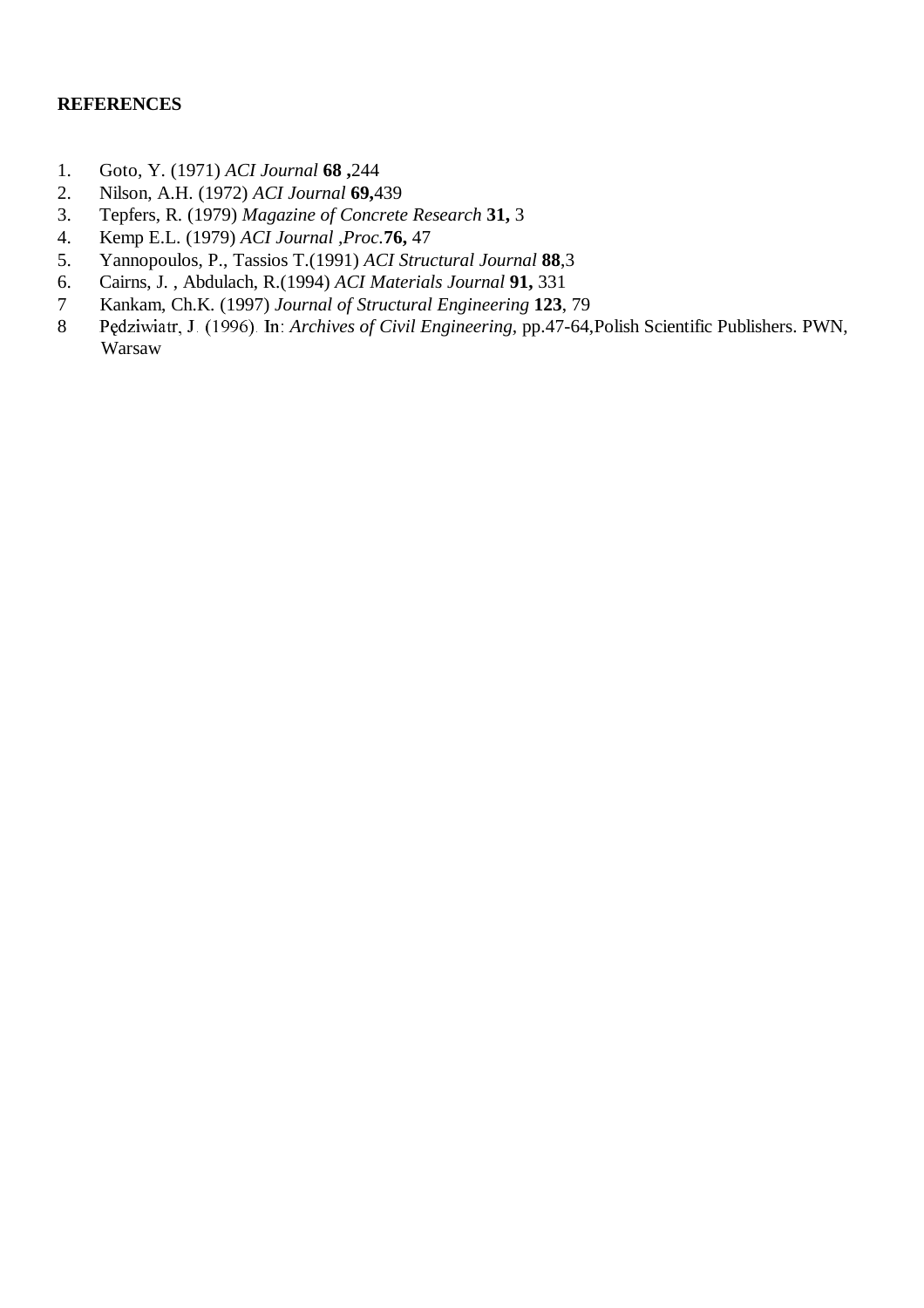**REFERENCES**

1. Goto, Y. (1971) *ACI Journal* **68 ,**244
2. Nilson, A.H. (1972) *ACI Journal* **69,**439
3. Tepfers, R. (1979) *Magazine of Concrete Research* **31,** 3
4. Kemp E.L. (1979) *ACI Journal ,Proc.***76,** 47
5. Yannopoulos, P., Tassios T.(1991) *ACI Structural Journal* **88**,3
6. Cairns, J. , Abdulach, R.(1994) *ACI Materials Journal* **91,** 331
7. Kankam, Ch.K. (1997) *Journal of Structural Engineering* **123**, 79
8. Pędziwiatr, J. (1996). In: *Archives of Civil Engineering*, pp.47-64,Polish Scientific Publishers. PWN, Warsaw